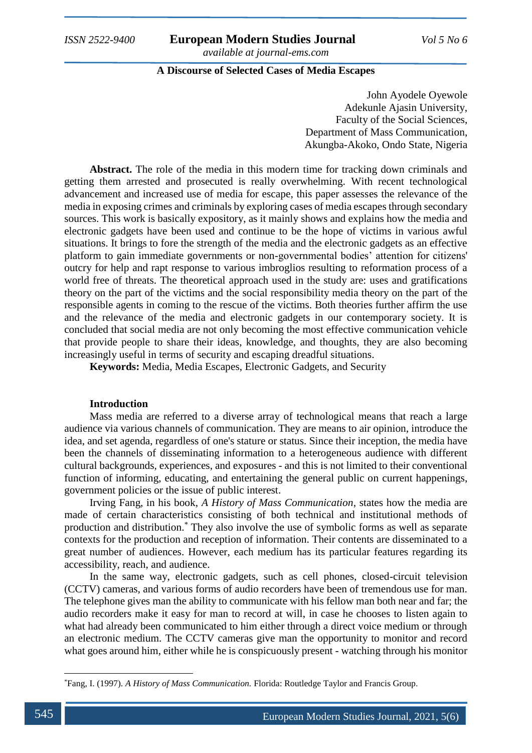# A Discourse of Selected Cases of Media Escapes

John Ayodele Oyewole
Adekunle Ajasin University,
Faculty of the Social Sciences,
Department of Mass Communication,
Akungba-Akoko, Ondo State, Nigeria

**Abstract.** The role of the media in this modern time for tracking down criminals and getting them arrested and prosecuted is really overwhelming. With recent technological advancement and increased use of media for escape, this paper assesses the relevance of the media in exposing crimes and criminals by exploring cases of media escapes through secondary sources. This work is basically expository, as it mainly shows and explains how the media and electronic gadgets have been used and continue to be the hope of victims in various awful situations. It brings to fore the strength of the media and the electronic gadgets as an effective platform to gain immediate governments or non-governmental bodies' attention for citizens' outcry for help and rapt response to various imbroglios resulting to reformation process of a world free of threats. The theoretical approach used in the study are: uses and gratifications theory on the part of the victims and the social responsibility media theory on the part of the responsible agents in coming to the rescue of the victims. Both theories further affirm the use and the relevance of the media and electronic gadgets in our contemporary society. It is concluded that social media are not only becoming the most effective communication vehicle that provide people to share their ideas, knowledge, and thoughts, they are also becoming increasingly useful in terms of security and escaping dreadful situations.

**Keywords:** Media, Media Escapes, Electronic Gadgets, and Security

## Introduction

Mass media are referred to a diverse array of technological means that reach a large audience via various channels of communication. They are means to air opinion, introduce the idea, and set agenda, regardless of one's stature or status. Since their inception, the media have been the channels of disseminating information to a heterogeneous audience with different cultural backgrounds, experiences, and exposures - and this is not limited to their conventional function of informing, educating, and entertaining the general public on current happenings, government policies or the issue of public interest.

Irving Fang, in his book, *A History of Mass Communication*, states how the media are made of certain characteristics consisting of both technical and institutional methods of production and distribution.[*] They also involve the use of symbolic forms as well as separate contexts for the production and reception of information. Their contents are disseminated to a great number of audiences. However, each medium has its particular features regarding its accessibility, reach, and audience.

In the same way, electronic gadgets, such as cell phones, closed-circuit television (CCTV) cameras, and various forms of audio recorders have been of tremendous use for man. The telephone gives man the ability to communicate with his fellow man both near and far; the audio recorders make it easy for man to record at will, in case he chooses to listen again to what had already been communicated to him either through a direct voice medium or through an electronic medium. The CCTV cameras give man the opportunity to monitor and record what goes around him, either while he is conspicuously present - watching through his monitor

---

[*] Fang, I. (1997). *A History of Mass Communication.* Florida: Routledge Taylor and Francis Group.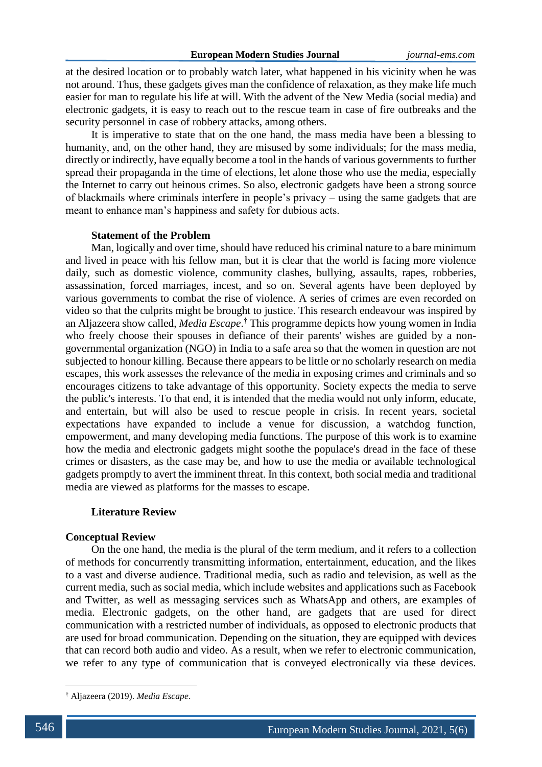at the desired location or to probably watch later, what happened in his vicinity when he was not around. Thus, these gadgets gives man the confidence of relaxation, as they make life much easier for man to regulate his life at will. With the advent of the New Media (social media) and electronic gadgets, it is easy to reach out to the rescue team in case of fire outbreaks and the security personnel in case of robbery attacks, among others.

It is imperative to state that on the one hand, the mass media have been a blessing to humanity, and, on the other hand, they are misused by some individuals; for the mass media, directly or indirectly, have equally become a tool in the hands of various governments to further spread their propaganda in the time of elections, let alone those who use the media, especially the Internet to carry out heinous crimes. So also, electronic gadgets have been a strong source of blackmails where criminals interfere in people's privacy – using the same gadgets that are meant to enhance man's happiness and safety for dubious acts.

### Statement of the Problem

Man, logically and over time, should have reduced his criminal nature to a bare minimum and lived in peace with his fellow man, but it is clear that the world is facing more violence daily, such as domestic violence, community clashes, bullying, assaults, rapes, robberies, assassination, forced marriages, incest, and so on. Several agents have been deployed by various governments to combat the rise of violence. A series of crimes are even recorded on video so that the culprits might be brought to justice. This research endeavour was inspired by an Aljazeera show called, *Media Escape*.[†] This programme depicts how young women in India who freely choose their spouses in defiance of their parents' wishes are guided by a non-governmental organization (NGO) in India to a safe area so that the women in question are not subjected to honour killing. Because there appears to be little or no scholarly research on media escapes, this work assesses the relevance of the media in exposing crimes and criminals and so encourages citizens to take advantage of this opportunity. Society expects the media to serve the public's interests. To that end, it is intended that the media would not only inform, educate, and entertain, but will also be used to rescue people in crisis. In recent years, societal expectations have expanded to include a venue for discussion, a watchdog function, empowerment, and many developing media functions. The purpose of this work is to examine how the media and electronic gadgets might soothe the populace's dread in the face of these crimes or disasters, as the case may be, and how to use the media or available technological gadgets promptly to avert the imminent threat. In this context, both social media and traditional media are viewed as platforms for the masses to escape.

## Literature Review

### Conceptual Review

On the one hand, the media is the plural of the term medium, and it refers to a collection of methods for concurrently transmitting information, entertainment, education, and the likes to a vast and diverse audience. Traditional media, such as radio and television, as well as the current media, such as social media, which include websites and applications such as Facebook and Twitter, as well as messaging services such as WhatsApp and others, are examples of media. Electronic gadgets, on the other hand, are gadgets that are used for direct communication with a restricted number of individuals, as opposed to electronic products that are used for broad communication. Depending on the situation, they are equipped with devices that can record both audio and video. As a result, when we refer to electronic communication, we refer to any type of communication that is conveyed electronically via these devices.

---

[†] Aljazeera (2019). *Media Escape*.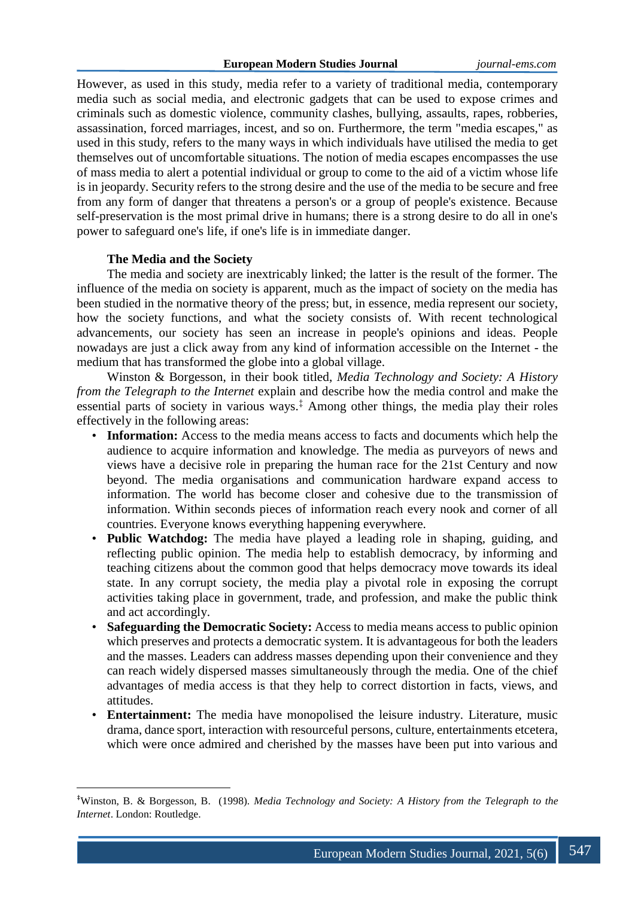However, as used in this study, media refer to a variety of traditional media, contemporary media such as social media, and electronic gadgets that can be used to expose crimes and criminals such as domestic violence, community clashes, bullying, assaults, rapes, robberies, assassination, forced marriages, incest, and so on. Furthermore, the term "media escapes," as used in this study, refers to the many ways in which individuals have utilised the media to get themselves out of uncomfortable situations. The notion of media escapes encompasses the use of mass media to alert a potential individual or group to come to the aid of a victim whose life is in jeopardy. Security refers to the strong desire and the use of the media to be secure and free from any form of danger that threatens a person's or a group of people's existence. Because self-preservation is the most primal drive in humans; there is a strong desire to do all in one's power to safeguard one's life, if one's life is in immediate danger.

### The Media and the Society

The media and society are inextricably linked; the latter is the result of the former. The influence of the media on society is apparent, much as the impact of society on the media has been studied in the normative theory of the press; but, in essence, media represent our society, how the society functions, and what the society consists of. With recent technological advancements, our society has seen an increase in people's opinions and ideas. People nowadays are just a click away from any kind of information accessible on the Internet - the medium that has transformed the globe into a global village.

Winston & Borgesson, in their book titled, *Media Technology and Society: A History from the Telegraph to the Internet* explain and describe how the media control and make the essential parts of society in various ways.[‡] Among other things, the media play their roles effectively in the following areas:

- **Information:** Access to the media means access to facts and documents which help the audience to acquire information and knowledge. The media as purveyors of news and views have a decisive role in preparing the human race for the 21st Century and now beyond. The media organisations and communication hardware expand access to information. The world has become closer and cohesive due to the transmission of information. Within seconds pieces of information reach every nook and corner of all countries. Everyone knows everything happening everywhere.
- **Public Watchdog:** The media have played a leading role in shaping, guiding, and reflecting public opinion. The media help to establish democracy, by informing and teaching citizens about the common good that helps democracy move towards its ideal state. In any corrupt society, the media play a pivotal role in exposing the corrupt activities taking place in government, trade, and profession, and make the public think and act accordingly.
- **Safeguarding the Democratic Society:** Access to media means access to public opinion which preserves and protects a democratic system. It is advantageous for both the leaders and the masses. Leaders can address masses depending upon their convenience and they can reach widely dispersed masses simultaneously through the media. One of the chief advantages of media access is that they help to correct distortion in facts, views, and attitudes.
- **Entertainment:** The media have monopolised the leisure industry. Literature, music drama, dance sport, interaction with resourceful persons, culture, entertainments etcetera, which were once admired and cherished by the masses have been put into various and

---

[‡] Winston, B. & Borgesson, B. (1998). *Media Technology and Society: A History from the Telegraph to the Internet*. London: Routledge.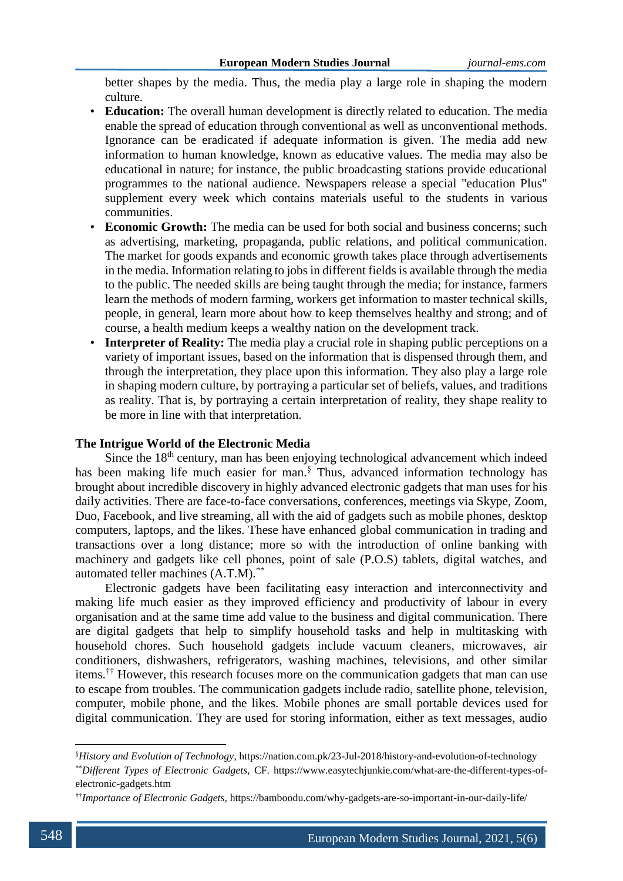better shapes by the media. Thus, the media play a large role in shaping the modern culture.

- **Education:** The overall human development is directly related to education. The media enable the spread of education through conventional as well as unconventional methods. Ignorance can be eradicated if adequate information is given. The media add new information to human knowledge, known as educative values. The media may also be educational in nature; for instance, the public broadcasting stations provide educational programmes to the national audience. Newspapers release a special "education Plus" supplement every week which contains materials useful to the students in various communities.
- **Economic Growth:** The media can be used for both social and business concerns; such as advertising, marketing, propaganda, public relations, and political communication. The market for goods expands and economic growth takes place through advertisements in the media. Information relating to jobs in different fields is available through the media to the public. The needed skills are being taught through the media; for instance, farmers learn the methods of modern farming, workers get information to master technical skills, people, in general, learn more about how to keep themselves healthy and strong; and of course, a health medium keeps a wealthy nation on the development track.
- **Interpreter of Reality:** The media play a crucial role in shaping public perceptions on a variety of important issues, based on the information that is dispensed through them, and through the interpretation, they place upon this information. They also play a large role in shaping modern culture, by portraying a particular set of beliefs, values, and traditions as reality. That is, by portraying a certain interpretation of reality, they shape reality to be more in line with that interpretation.

## The Intrigue World of the Electronic Media

Since the 18th century, man has been enjoying technological advancement which indeed has been making life much easier for man.[§] Thus, advanced information technology has brought about incredible discovery in highly advanced electronic gadgets that man uses for his daily activities. There are face-to-face conversations, conferences, meetings via Skype, Zoom, Duo, Facebook, and live streaming, all with the aid of gadgets such as mobile phones, desktop computers, laptops, and the likes. These have enhanced global communication in trading and transactions over a long distance; more so with the introduction of online banking with machinery and gadgets like cell phones, point of sale (P.O.S) tablets, digital watches, and automated teller machines (A.T.M).[**]

Electronic gadgets have been facilitating easy interaction and interconnectivity and making life much easier as they improved efficiency and productivity of labour in every organisation and at the same time add value to the business and digital communication. There are digital gadgets that help to simplify household tasks and help in multitasking with household chores. Such household gadgets include vacuum cleaners, microwaves, air conditioners, dishwashers, refrigerators, washing machines, televisions, and other similar items.[††] However, this research focuses more on the communication gadgets that man can use to escape from troubles. The communication gadgets include radio, satellite phone, television, computer, mobile phone, and the likes. Mobile phones are small portable devices used for digital communication. They are used for storing information, either as text messages, audio

---

[§] *History and Evolution of Technology*, https://nation.com.pk/23-Jul-2018/history-and-evolution-of-technology

[**] *Different Types of Electronic Gadgets*, CF. https://www.easytechjunkie.com/what-are-the-different-types-of-electronic-gadgets.htm

[††] *Importance of Electronic Gadgets*, https://bamboodu.com/why-gadgets-are-so-important-in-our-daily-life/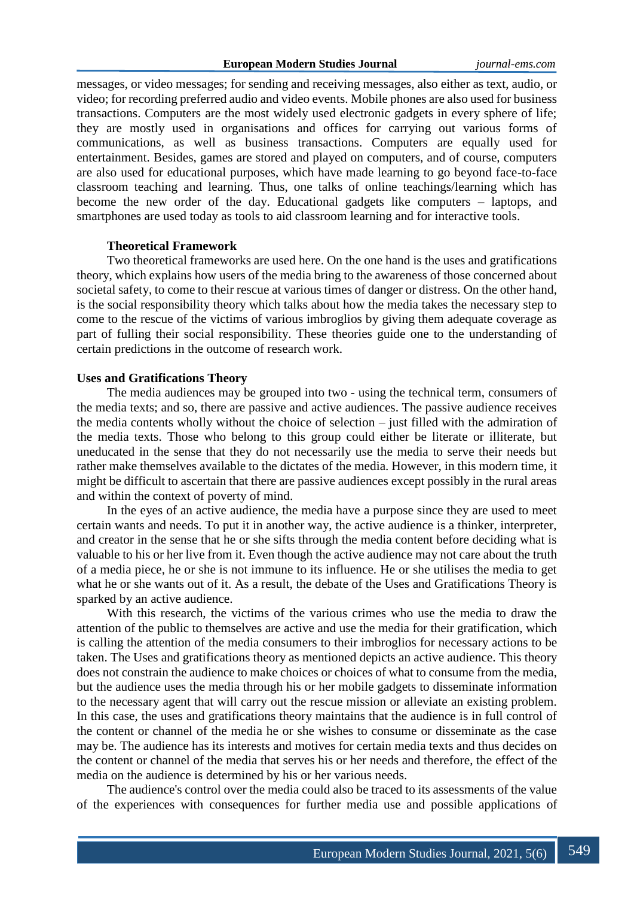messages, or video messages; for sending and receiving messages, also either as text, audio, or video; for recording preferred audio and video events. Mobile phones are also used for business transactions. Computers are the most widely used electronic gadgets in every sphere of life; they are mostly used in organisations and offices for carrying out various forms of communications, as well as business transactions. Computers are equally used for entertainment. Besides, games are stored and played on computers, and of course, computers are also used for educational purposes, which have made learning to go beyond face-to-face classroom teaching and learning. Thus, one talks of online teachings/learning which has become the new order of the day. Educational gadgets like computers – laptops, and smartphones are used today as tools to aid classroom learning and for interactive tools.

## Theoretical Framework

Two theoretical frameworks are used here. On the one hand is the uses and gratifications theory, which explains how users of the media bring to the awareness of those concerned about societal safety, to come to their rescue at various times of danger or distress. On the other hand, is the social responsibility theory which talks about how the media takes the necessary step to come to the rescue of the victims of various imbroglios by giving them adequate coverage as part of fulling their social responsibility. These theories guide one to the understanding of certain predictions in the outcome of research work.

## Uses and Gratifications Theory

The media audiences may be grouped into two - using the technical term, consumers of the media texts; and so, there are passive and active audiences. The passive audience receives the media contents wholly without the choice of selection – just filled with the admiration of the media texts. Those who belong to this group could either be literate or illiterate, but uneducated in the sense that they do not necessarily use the media to serve their needs but rather make themselves available to the dictates of the media. However, in this modern time, it might be difficult to ascertain that there are passive audiences except possibly in the rural areas and within the context of poverty of mind.

In the eyes of an active audience, the media have a purpose since they are used to meet certain wants and needs. To put it in another way, the active audience is a thinker, interpreter, and creator in the sense that he or she sifts through the media content before deciding what is valuable to his or her live from it. Even though the active audience may not care about the truth of a media piece, he or she is not immune to its influence. He or she utilises the media to get what he or she wants out of it. As a result, the debate of the Uses and Gratifications Theory is sparked by an active audience.

With this research, the victims of the various crimes who use the media to draw the attention of the public to themselves are active and use the media for their gratification, which is calling the attention of the media consumers to their imbroglios for necessary actions to be taken. The Uses and gratifications theory as mentioned depicts an active audience. This theory does not constrain the audience to make choices or choices of what to consume from the media, but the audience uses the media through his or her mobile gadgets to disseminate information to the necessary agent that will carry out the rescue mission or alleviate an existing problem. In this case, the uses and gratifications theory maintains that the audience is in full control of the content or channel of the media he or she wishes to consume or disseminate as the case may be. The audience has its interests and motives for certain media texts and thus decides on the content or channel of the media that serves his or her needs and therefore, the effect of the media on the audience is determined by his or her various needs.

The audience's control over the media could also be traced to its assessments of the value of the experiences with consequences for further media use and possible applications of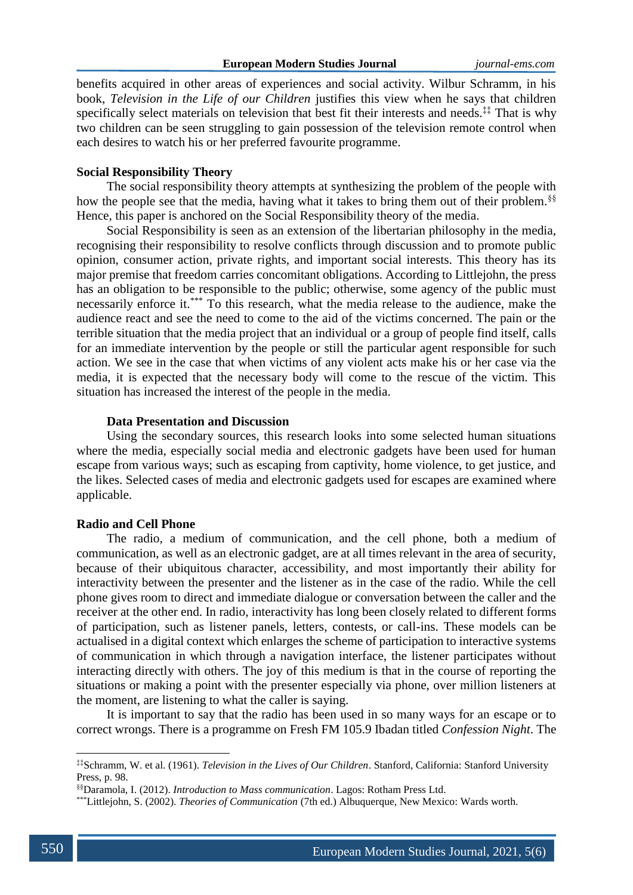benefits acquired in other areas of experiences and social activity. Wilbur Schramm, in his book, *Television in the Life of our Children* justifies this view when he says that children specifically select materials on television that best fit their interests and needs.[‡‡] That is why two children can be seen struggling to gain possession of the television remote control when each desires to watch his or her preferred favourite programme.

**Social Responsibility Theory**

The social responsibility theory attempts at synthesizing the problem of the people with how the people see that the media, having what it takes to bring them out of their problem.[§§] Hence, this paper is anchored on the Social Responsibility theory of the media.

Social Responsibility is seen as an extension of the libertarian philosophy in the media, recognising their responsibility to resolve conflicts through discussion and to promote public opinion, consumer action, private rights, and important social interests. This theory has its major premise that freedom carries concomitant obligations. According to Littlejohn, the press has an obligation to be responsible to the public; otherwise, some agency of the public must necessarily enforce it.[***] To this research, what the media release to the audience, make the audience react and see the need to come to the aid of the victims concerned. The pain or the terrible situation that the media project that an individual or a group of people find itself, calls for an immediate intervention by the people or still the particular agent responsible for such action. We see in the case that when victims of any violent acts make his or her case via the media, it is expected that the necessary body will come to the rescue of the victim. This situation has increased the interest of the people in the media.

**Data Presentation and Discussion**

Using the secondary sources, this research looks into some selected human situations where the media, especially social media and electronic gadgets have been used for human escape from various ways; such as escaping from captivity, home violence, to get justice, and the likes. Selected cases of media and electronic gadgets used for escapes are examined where applicable.

**Radio and Cell Phone**

The radio, a medium of communication, and the cell phone, both a medium of communication, as well as an electronic gadget, are at all times relevant in the area of security, because of their ubiquitous character, accessibility, and most importantly their ability for interactivity between the presenter and the listener as in the case of the radio. While the cell phone gives room to direct and immediate dialogue or conversation between the caller and the receiver at the other end. In radio, interactivity has long been closely related to different forms of participation, such as listener panels, letters, contests, or call-ins. These models can be actualised in a digital context which enlarges the scheme of participation to interactive systems of communication in which through a navigation interface, the listener participates without interacting directly with others. The joy of this medium is that in the course of reporting the situations or making a point with the presenter especially via phone, over million listeners at the moment, are listening to what the caller is saying.

It is important to say that the radio has been used in so many ways for an escape or to correct wrongs. There is a programme on Fresh FM 105.9 Ibadan titled *Confession Night*. The

---

[‡‡] Schramm, W. et al. (1961). *Television in the Lives of Our Children*. Stanford, California: Stanford University Press, p. 98.

[§§] Daramola, I. (2012). *Introduction to Mass communication*. Lagos: Rotham Press Ltd.

[***] Littlejohn, S. (2002). *Theories of Communication* (7th ed.) Albuquerque, New Mexico: Wards worth.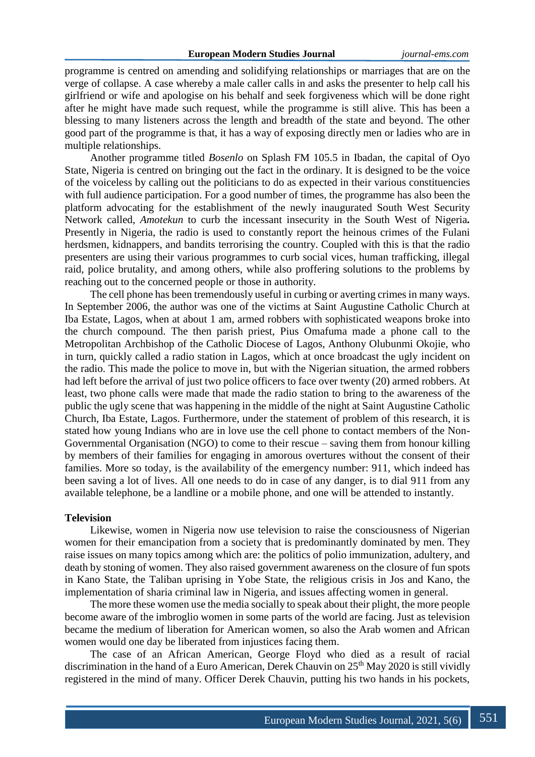programme is centred on amending and solidifying relationships or marriages that are on the verge of collapse. A case whereby a male caller calls in and asks the presenter to help call his girlfriend or wife and apologise on his behalf and seek forgiveness which will be done right after he might have made such request, while the programme is still alive. This has been a blessing to many listeners across the length and breadth of the state and beyond. The other good part of the programme is that, it has a way of exposing directly men or ladies who are in multiple relationships.

Another programme titled *Bosenlo* on Splash FM 105.5 in Ibadan, the capital of Oyo State, Nigeria is centred on bringing out the fact in the ordinary. It is designed to be the voice of the voiceless by calling out the politicians to do as expected in their various constituencies with full audience participation. For a good number of times, the programme has also been the platform advocating for the establishment of the newly inaugurated South West Security Network called, *Amotekun* to curb the incessant insecurity in the South West of Nigeria**.** Presently in Nigeria, the radio is used to constantly report the heinous crimes of the Fulani herdsmen, kidnappers, and bandits terrorising the country. Coupled with this is that the radio presenters are using their various programmes to curb social vices, human trafficking, illegal raid, police brutality, and among others, while also proffering solutions to the problems by reaching out to the concerned people or those in authority.

The cell phone has been tremendously useful in curbing or averting crimes in many ways. In September 2006, the author was one of the victims at Saint Augustine Catholic Church at Iba Estate, Lagos, when at about 1 am, armed robbers with sophisticated weapons broke into the church compound. The then parish priest, Pius Omafuma made a phone call to the Metropolitan Archbishop of the Catholic Diocese of Lagos, Anthony Olubunmi Okojie, who in turn, quickly called a radio station in Lagos, which at once broadcast the ugly incident on the radio. This made the police to move in, but with the Nigerian situation, the armed robbers had left before the arrival of just two police officers to face over twenty (20) armed robbers. At least, two phone calls were made that made the radio station to bring to the awareness of the public the ugly scene that was happening in the middle of the night at Saint Augustine Catholic Church, Iba Estate, Lagos. Furthermore, under the statement of problem of this research, it is stated how young Indians who are in love use the cell phone to contact members of the Non-Governmental Organisation (NGO) to come to their rescue – saving them from honour killing by members of their families for engaging in amorous overtures without the consent of their families. More so today, is the availability of the emergency number: 911, which indeed has been saving a lot of lives. All one needs to do in case of any danger, is to dial 911 from any available telephone, be a landline or a mobile phone, and one will be attended to instantly.

**Television**

Likewise, women in Nigeria now use television to raise the consciousness of Nigerian women for their emancipation from a society that is predominantly dominated by men. They raise issues on many topics among which are: the politics of polio immunization, adultery, and death by stoning of women. They also raised government awareness on the closure of fun spots in Kano State, the Taliban uprising in Yobe State, the religious crisis in Jos and Kano, the implementation of sharia criminal law in Nigeria, and issues affecting women in general.

The more these women use the media socially to speak about their plight, the more people become aware of the imbroglio women in some parts of the world are facing. Just as television became the medium of liberation for American women, so also the Arab women and African women would one day be liberated from injustices facing them.

The case of an African American, George Floyd who died as a result of racial discrimination in the hand of a Euro American, Derek Chauvin on 25th May 2020 is still vividly registered in the mind of many. Officer Derek Chauvin, putting his two hands in his pockets,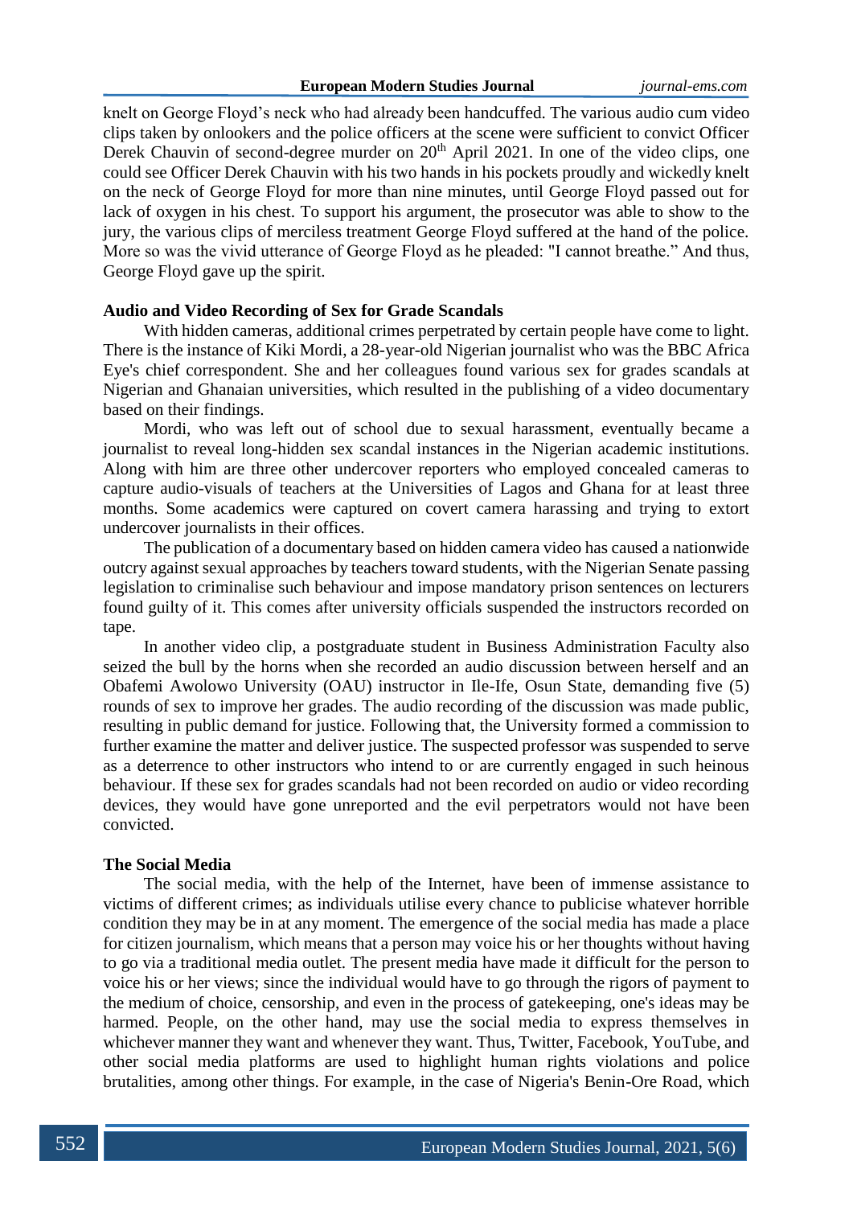knelt on George Floyd's neck who had already been handcuffed. The various audio cum video clips taken by onlookers and the police officers at the scene were sufficient to convict Officer Derek Chauvin of second-degree murder on 20th April 2021. In one of the video clips, one could see Officer Derek Chauvin with his two hands in his pockets proudly and wickedly knelt on the neck of George Floyd for more than nine minutes, until George Floyd passed out for lack of oxygen in his chest. To support his argument, the prosecutor was able to show to the jury, the various clips of merciless treatment George Floyd suffered at the hand of the police. More so was the vivid utterance of George Floyd as he pleaded: "I cannot breathe." And thus, George Floyd gave up the spirit.

**Audio and Video Recording of Sex for Grade Scandals**

With hidden cameras, additional crimes perpetrated by certain people have come to light. There is the instance of Kiki Mordi, a 28-year-old Nigerian journalist who was the BBC Africa Eye's chief correspondent. She and her colleagues found various sex for grades scandals at Nigerian and Ghanaian universities, which resulted in the publishing of a video documentary based on their findings.

Mordi, who was left out of school due to sexual harassment, eventually became a journalist to reveal long-hidden sex scandal instances in the Nigerian academic institutions. Along with him are three other undercover reporters who employed concealed cameras to capture audio-visuals of teachers at the Universities of Lagos and Ghana for at least three months. Some academics were captured on covert camera harassing and trying to extort undercover journalists in their offices.

The publication of a documentary based on hidden camera video has caused a nationwide outcry against sexual approaches by teachers toward students, with the Nigerian Senate passing legislation to criminalise such behaviour and impose mandatory prison sentences on lecturers found guilty of it. This comes after university officials suspended the instructors recorded on tape.

In another video clip, a postgraduate student in Business Administration Faculty also seized the bull by the horns when she recorded an audio discussion between herself and an Obafemi Awolowo University (OAU) instructor in Ile-Ife, Osun State, demanding five (5) rounds of sex to improve her grades. The audio recording of the discussion was made public, resulting in public demand for justice. Following that, the University formed a commission to further examine the matter and deliver justice. The suspected professor was suspended to serve as a deterrence to other instructors who intend to or are currently engaged in such heinous behaviour. If these sex for grades scandals had not been recorded on audio or video recording devices, they would have gone unreported and the evil perpetrators would not have been convicted.

**The Social Media**

The social media, with the help of the Internet, have been of immense assistance to victims of different crimes; as individuals utilise every chance to publicise whatever horrible condition they may be in at any moment. The emergence of the social media has made a place for citizen journalism, which means that a person may voice his or her thoughts without having to go via a traditional media outlet. The present media have made it difficult for the person to voice his or her views; since the individual would have to go through the rigors of payment to the medium of choice, censorship, and even in the process of gatekeeping, one's ideas may be harmed. People, on the other hand, may use the social media to express themselves in whichever manner they want and whenever they want. Thus, Twitter, Facebook, YouTube, and other social media platforms are used to highlight human rights violations and police brutalities, among other things. For example, in the case of Nigeria's Benin-Ore Road, which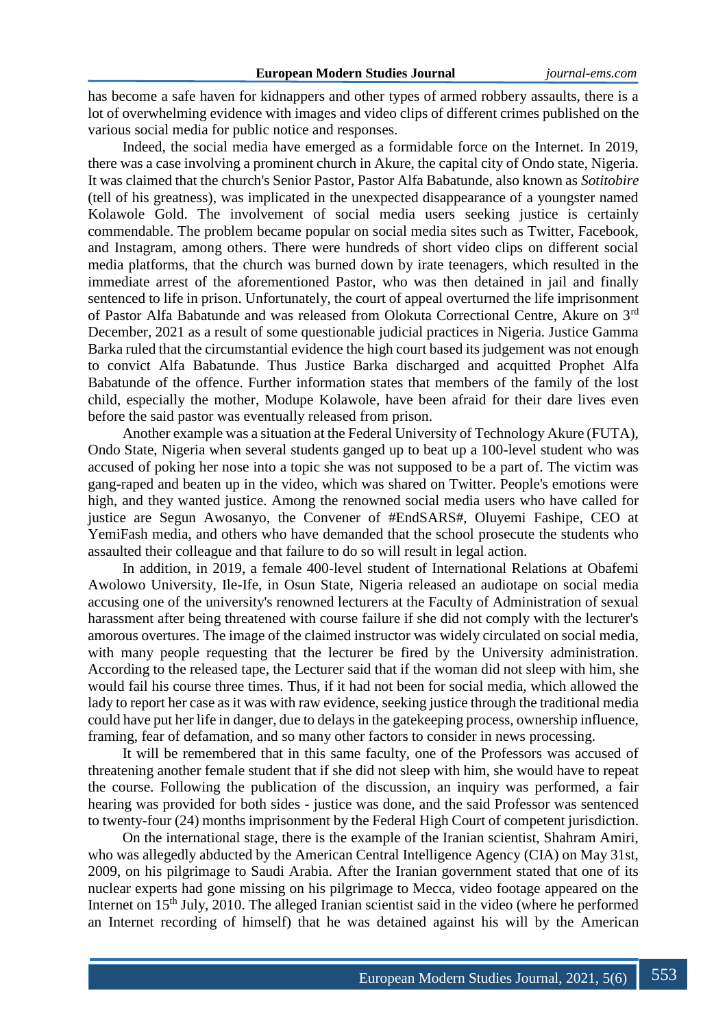has become a safe haven for kidnappers and other types of armed robbery assaults, there is a lot of overwhelming evidence with images and video clips of different crimes published on the various social media for public notice and responses.

Indeed, the social media have emerged as a formidable force on the Internet. In 2019, there was a case involving a prominent church in Akure, the capital city of Ondo state, Nigeria. It was claimed that the church's Senior Pastor, Pastor Alfa Babatunde, also known as *Sotitobire* (tell of his greatness), was implicated in the unexpected disappearance of a youngster named Kolawole Gold. The involvement of social media users seeking justice is certainly commendable. The problem became popular on social media sites such as Twitter, Facebook, and Instagram, among others. There were hundreds of short video clips on different social media platforms, that the church was burned down by irate teenagers, which resulted in the immediate arrest of the aforementioned Pastor, who was then detained in jail and finally sentenced to life in prison. Unfortunately, the court of appeal overturned the life imprisonment of Pastor Alfa Babatunde and was released from Olokuta Correctional Centre, Akure on 3rd December, 2021 as a result of some questionable judicial practices in Nigeria. Justice Gamma Barka ruled that the circumstantial evidence the high court based its judgement was not enough to convict Alfa Babatunde. Thus Justice Barka discharged and acquitted Prophet Alfa Babatunde of the offence. Further information states that members of the family of the lost child, especially the mother, Modupe Kolawole, have been afraid for their dare lives even before the said pastor was eventually released from prison.

Another example was a situation at the Federal University of Technology Akure (FUTA), Ondo State, Nigeria when several students ganged up to beat up a 100-level student who was accused of poking her nose into a topic she was not supposed to be a part of. The victim was gang-raped and beaten up in the video, which was shared on Twitter. People's emotions were high, and they wanted justice. Among the renowned social media users who have called for justice are Segun Awosanyo, the Convener of #EndSARS#, Oluyemi Fashipe, CEO at YemiFash media, and others who have demanded that the school prosecute the students who assaulted their colleague and that failure to do so will result in legal action.

In addition, in 2019, a female 400-level student of International Relations at Obafemi Awolowo University, Ile-Ife, in Osun State, Nigeria released an audiotape on social media accusing one of the university's renowned lecturers at the Faculty of Administration of sexual harassment after being threatened with course failure if she did not comply with the lecturer's amorous overtures. The image of the claimed instructor was widely circulated on social media, with many people requesting that the lecturer be fired by the University administration. According to the released tape, the Lecturer said that if the woman did not sleep with him, she would fail his course three times. Thus, if it had not been for social media, which allowed the lady to report her case as it was with raw evidence, seeking justice through the traditional media could have put her life in danger, due to delays in the gatekeeping process, ownership influence, framing, fear of defamation, and so many other factors to consider in news processing.

It will be remembered that in this same faculty, one of the Professors was accused of threatening another female student that if she did not sleep with him, she would have to repeat the course. Following the publication of the discussion, an inquiry was performed, a fair hearing was provided for both sides - justice was done, and the said Professor was sentenced to twenty-four (24) months imprisonment by the Federal High Court of competent jurisdiction.

On the international stage, there is the example of the Iranian scientist, Shahram Amiri, who was allegedly abducted by the American Central Intelligence Agency (CIA) on May 31st, 2009, on his pilgrimage to Saudi Arabia. After the Iranian government stated that one of its nuclear experts had gone missing on his pilgrimage to Mecca, video footage appeared on the Internet on 15th July, 2010. The alleged Iranian scientist said in the video (where he performed an Internet recording of himself) that he was detained against his will by the American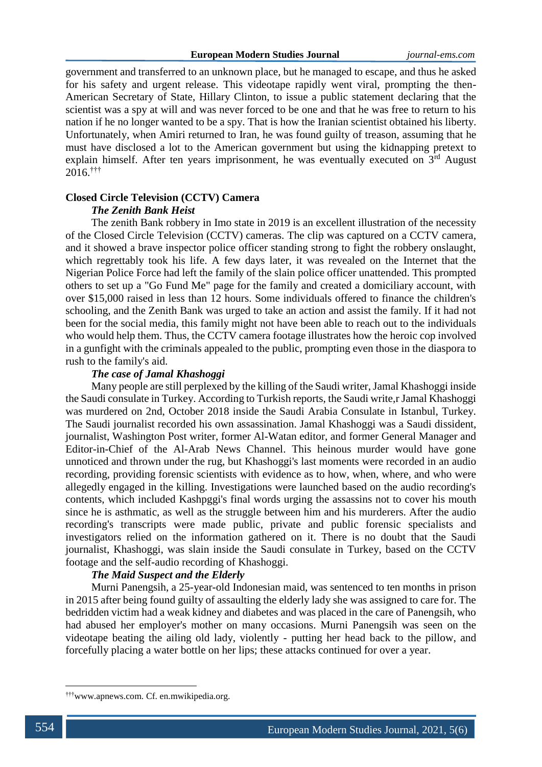government and transferred to an unknown place, but he managed to escape, and thus he asked for his safety and urgent release. This videotape rapidly went viral, prompting the then-American Secretary of State, Hillary Clinton, to issue a public statement declaring that the scientist was a spy at will and was never forced to be one and that he was free to return to his nation if he no longer wanted to be a spy. That is how the Iranian scientist obtained his liberty. Unfortunately, when Amiri returned to Iran, he was found guilty of treason, assuming that he must have disclosed a lot to the American government but using the kidnapping pretext to explain himself. After ten years imprisonment, he was eventually executed on 3rd August 2016.[†††]

**Closed Circle Television (CCTV) Camera**

***The Zenith Bank Heist***

The zenith Bank robbery in Imo state in 2019 is an excellent illustration of the necessity of the Closed Circle Television (CCTV) cameras. The clip was captured on a CCTV camera, and it showed a brave inspector police officer standing strong to fight the robbery onslaught, which regrettably took his life. A few days later, it was revealed on the Internet that the Nigerian Police Force had left the family of the slain police officer unattended. This prompted others to set up a "Go Fund Me" page for the family and created a domiciliary account, with over $15,000 raised in less than 12 hours. Some individuals offered to finance the children's schooling, and the Zenith Bank was urged to take an action and assist the family. If it had not been for the social media, this family might not have been able to reach out to the individuals who would help them. Thus, the CCTV camera footage illustrates how the heroic cop involved in a gunfight with the criminals appealed to the public, prompting even those in the diaspora to rush to the family's aid.

***The case of Jamal Khashoggi***

Many people are still perplexed by the killing of the Saudi writer, Jamal Khashoggi inside the Saudi consulate in Turkey. According to Turkish reports, the Saudi write,r Jamal Khashoggi was murdered on 2nd, October 2018 inside the Saudi Arabia Consulate in Istanbul, Turkey. The Saudi journalist recorded his own assassination. Jamal Khashoggi was a Saudi dissident, journalist, Washington Post writer, former Al-Watan editor, and former General Manager and Editor-in-Chief of the Al-Arab News Channel. This heinous murder would have gone unnoticed and thrown under the rug, but Khashoggi's last moments were recorded in an audio recording, providing forensic scientists with evidence as to how, when, where, and who were allegedly engaged in the killing. Investigations were launched based on the audio recording's contents, which included Kashpggi's final words urging the assassins not to cover his mouth since he is asthmatic, as well as the struggle between him and his murderers. After the audio recording's transcripts were made public, private and public forensic specialists and investigators relied on the information gathered on it. There is no doubt that the Saudi journalist, Khashoggi, was slain inside the Saudi consulate in Turkey, based on the CCTV footage and the self-audio recording of Khashoggi.

***The Maid Suspect and the Elderly***

Murni Panengsih, a 25-year-old Indonesian maid, was sentenced to ten months in prison in 2015 after being found guilty of assaulting the elderly lady she was assigned to care for. The bedridden victim had a weak kidney and diabetes and was placed in the care of Panengsih, who had abused her employer's mother on many occasions. Murni Panengsih was seen on the videotape beating the ailing old lady, violently - putting her head back to the pillow, and forcefully placing a water bottle on her lips; these attacks continued for over a year.

---

[†††] www.apnews.com. Cf. en.mwikipedia.org.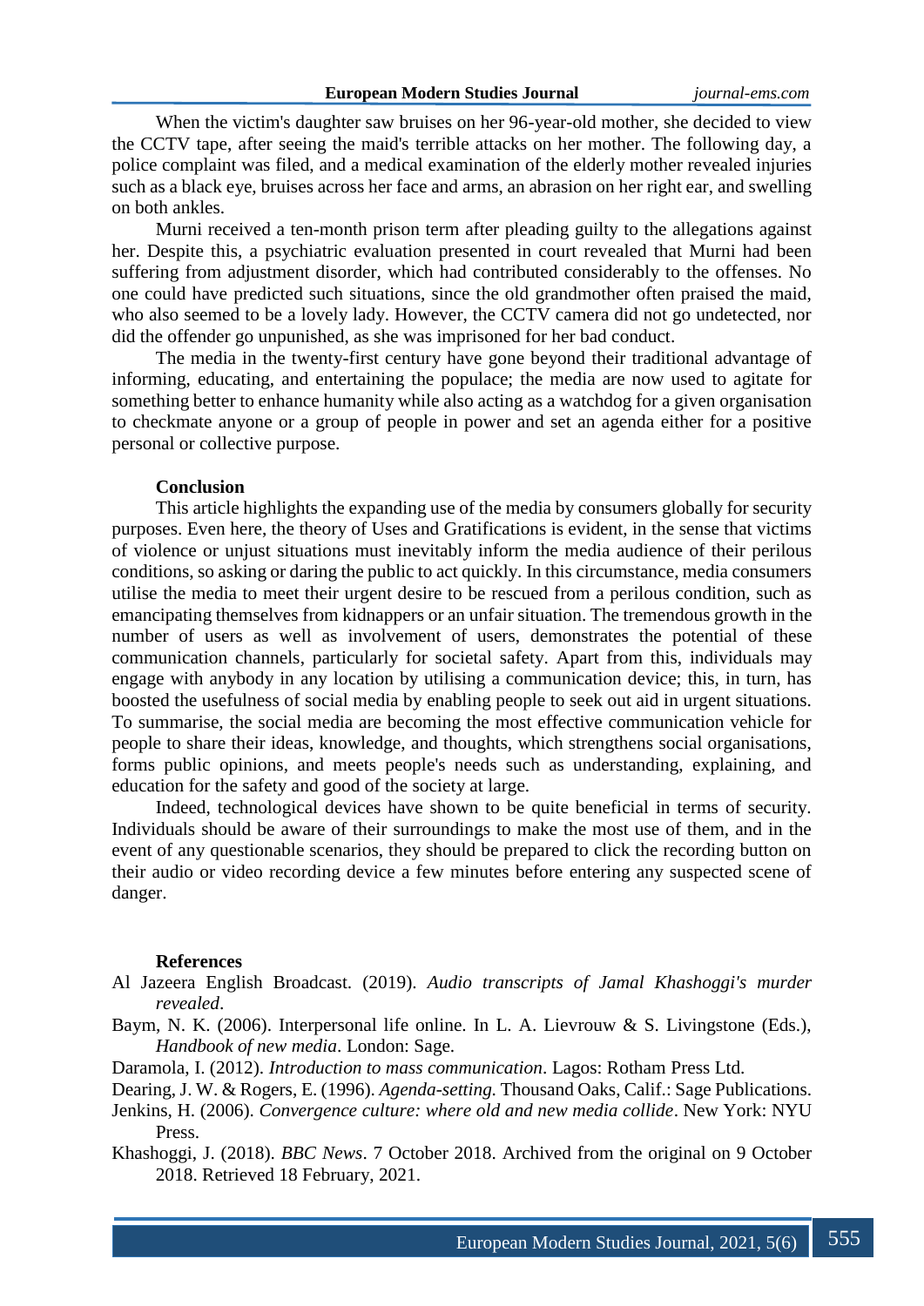When the victim's daughter saw bruises on her 96-year-old mother, she decided to view the CCTV tape, after seeing the maid's terrible attacks on her mother. The following day, a police complaint was filed, and a medical examination of the elderly mother revealed injuries such as a black eye, bruises across her face and arms, an abrasion on her right ear, and swelling on both ankles.

Murni received a ten-month prison term after pleading guilty to the allegations against her. Despite this, a psychiatric evaluation presented in court revealed that Murni had been suffering from adjustment disorder, which had contributed considerably to the offenses. No one could have predicted such situations, since the old grandmother often praised the maid, who also seemed to be a lovely lady. However, the CCTV camera did not go undetected, nor did the offender go unpunished, as she was imprisoned for her bad conduct.

The media in the twenty-first century have gone beyond their traditional advantage of informing, educating, and entertaining the populace; the media are now used to agitate for something better to enhance humanity while also acting as a watchdog for a given organisation to checkmate anyone or a group of people in power and set an agenda either for a positive personal or collective purpose.

## Conclusion

This article highlights the expanding use of the media by consumers globally for security purposes. Even here, the theory of Uses and Gratifications is evident, in the sense that victims of violence or unjust situations must inevitably inform the media audience of their perilous conditions, so asking or daring the public to act quickly. In this circumstance, media consumers utilise the media to meet their urgent desire to be rescued from a perilous condition, such as emancipating themselves from kidnappers or an unfair situation. The tremendous growth in the number of users as well as involvement of users, demonstrates the potential of these communication channels, particularly for societal safety. Apart from this, individuals may engage with anybody in any location by utilising a communication device; this, in turn, has boosted the usefulness of social media by enabling people to seek out aid in urgent situations. To summarise, the social media are becoming the most effective communication vehicle for people to share their ideas, knowledge, and thoughts, which strengthens social organisations, forms public opinions, and meets people's needs such as understanding, explaining, and education for the safety and good of the society at large.

Indeed, technological devices have shown to be quite beneficial in terms of security. Individuals should be aware of their surroundings to make the most use of them, and in the event of any questionable scenarios, they should be prepared to click the recording button on their audio or video recording device a few minutes before entering any suspected scene of danger.

## References

Al Jazeera English Broadcast. (2019). *Audio transcripts of Jamal Khashoggi's murder revealed*.

Baym, N. K. (2006). Interpersonal life online. In L. A. Lievrouw & S. Livingstone (Eds.), *Handbook of new media*. London: Sage.

Daramola, I. (2012). *Introduction to mass communication*. Lagos: Rotham Press Ltd.

Dearing, J. W. & Rogers, E. (1996). *Agenda-setting.* Thousand Oaks, Calif.: Sage Publications.

Jenkins, H. (2006). *Convergence culture: where old and new media collide*. New York: NYU Press.

Khashoggi, J. (2018). *BBC News*. 7 October 2018. Archived from the original on 9 October 2018. Retrieved 18 February, 2021.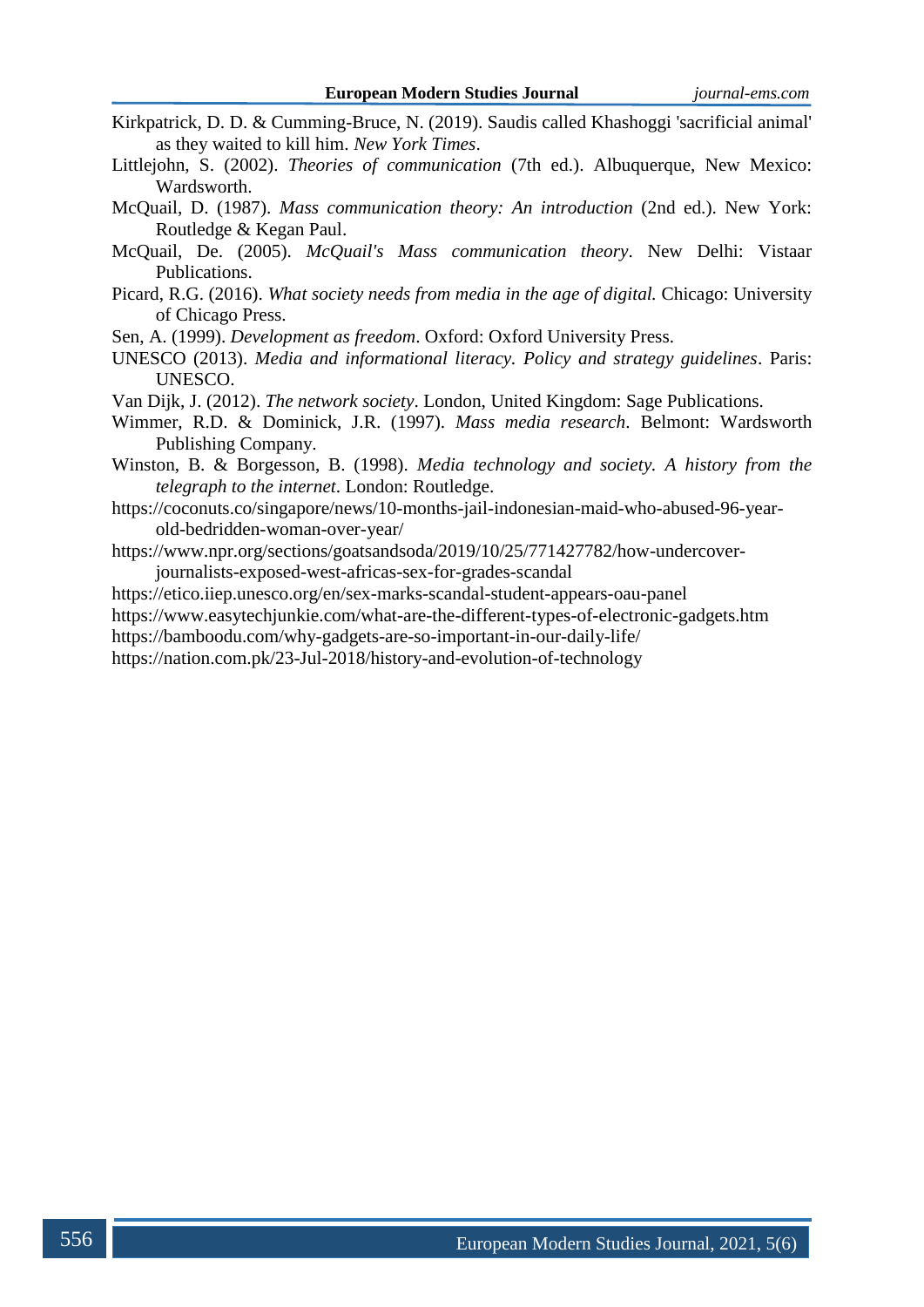Kirkpatrick, D. D. & Cumming-Bruce, N. (2019). Saudis called Khashoggi 'sacrificial animal' as they waited to kill him. *New York Times*.

Littlejohn, S. (2002). *Theories of communication* (7th ed.). Albuquerque, New Mexico: Wardsworth.

McQuail, D. (1987). *Mass communication theory: An introduction* (2nd ed.). New York: Routledge & Kegan Paul.

McQuail, De. (2005). *McQuail's Mass communication theory*. New Delhi: Vistaar Publications.

Picard, R.G. (2016). *What society needs from media in the age of digital.* Chicago: University of Chicago Press.

Sen, A. (1999). *Development as freedom*. Oxford: Oxford University Press.

UNESCO (2013). *Media and informational literacy. Policy and strategy guidelines*. Paris: UNESCO.

Van Dijk, J. (2012). *The network society*. London, United Kingdom: Sage Publications.

Wimmer, R.D. & Dominick, J.R. (1997). *Mass media research*. Belmont: Wardsworth Publishing Company.

Winston, B. & Borgesson, B. (1998). *Media technology and society. A history from the telegraph to the internet*. London: Routledge.

https://coconuts.co/singapore/news/10-months-jail-indonesian-maid-who-abused-96-year-old-bedridden-woman-over-year/

https://www.npr.org/sections/goatsandsoda/2019/10/25/771427782/how-undercover-journalists-exposed-west-africas-sex-for-grades-scandal

https://etico.iiep.unesco.org/en/sex-marks-scandal-student-appears-oau-panel

https://www.easytechjunkie.com/what-are-the-different-types-of-electronic-gadgets.htm

https://bamboodu.com/why-gadgets-are-so-important-in-our-daily-life/

https://nation.com.pk/23-Jul-2018/history-and-evolution-of-technology